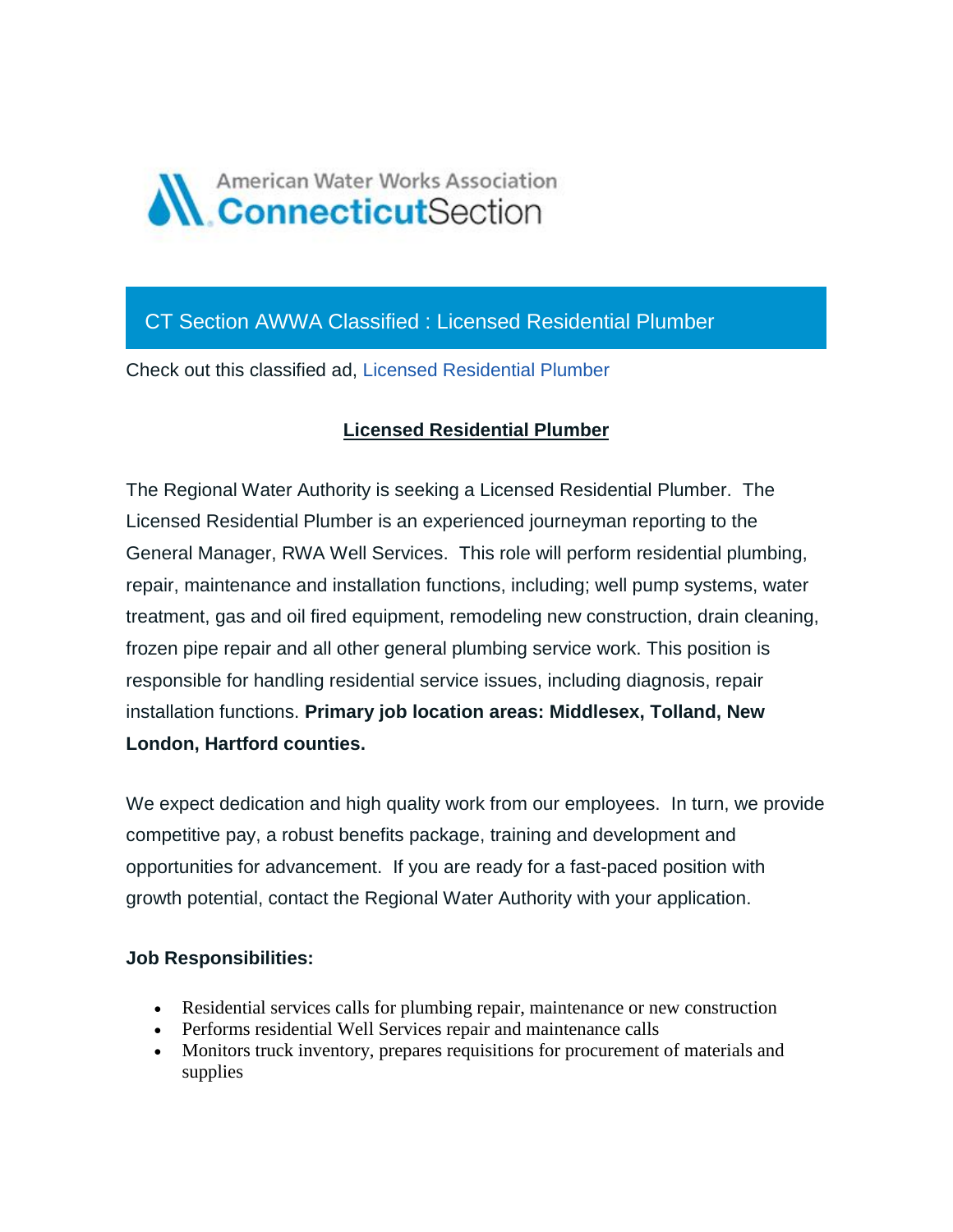American Water Works Association
**Connecticut**Section

## CT Section AWWA Classified : Licensed Residential Plumber

Check out this classified ad, Licensed Residential Plumber

### Licensed Residential Plumber

The Regional Water Authority is seeking a Licensed Residential Plumber. The Licensed Residential Plumber is an experienced journeyman reporting to the General Manager, RWA Well Services. This role will perform residential plumbing, repair, maintenance and installation functions, including; well pump systems, water treatment, gas and oil fired equipment, remodeling new construction, drain cleaning, frozen pipe repair and all other general plumbing service work. This position is responsible for handling residential service issues, including diagnosis, repair installation functions. **Primary job location areas: Middlesex, Tolland, New London, Hartford counties.**

We expect dedication and high quality work from our employees. In turn, we provide competitive pay, a robust benefits package, training and development and opportunities for advancement. If you are ready for a fast-paced position with growth potential, contact the Regional Water Authority with your application.

**Job Responsibilities:**

- Residential services calls for plumbing repair, maintenance or new construction
- Performs residential Well Services repair and maintenance calls
- Monitors truck inventory, prepares requisitions for procurement of materials and supplies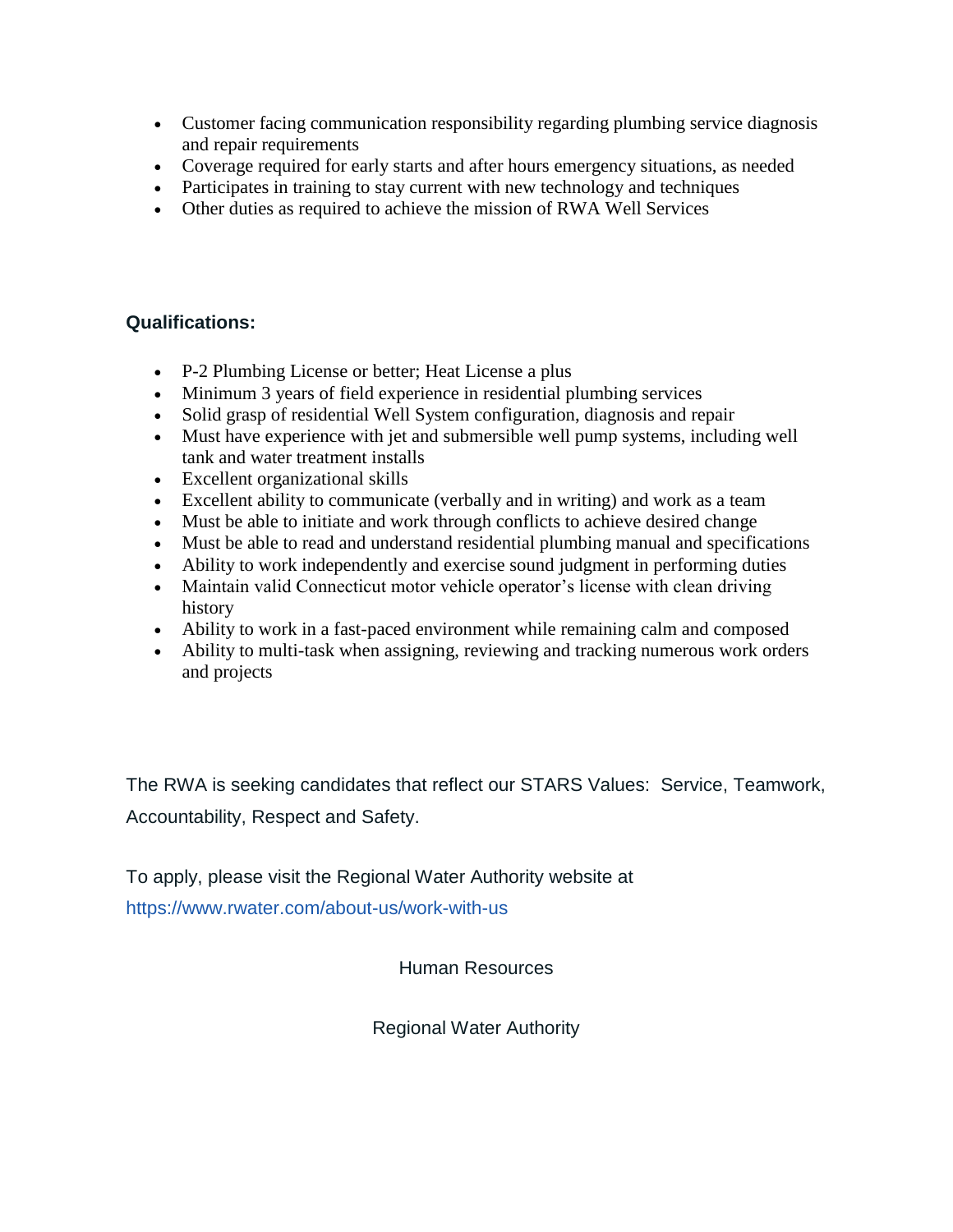- Customer facing communication responsibility regarding plumbing service diagnosis and repair requirements
- Coverage required for early starts and after hours emergency situations, as needed
- Participates in training to stay current with new technology and techniques
- Other duties as required to achieve the mission of RWA Well Services

**Qualifications:**

- P-2 Plumbing License or better; Heat License a plus
- Minimum 3 years of field experience in residential plumbing services
- Solid grasp of residential Well System configuration, diagnosis and repair
- Must have experience with jet and submersible well pump systems, including well tank and water treatment installs
- Excellent organizational skills
- Excellent ability to communicate (verbally and in writing) and work as a team
- Must be able to initiate and work through conflicts to achieve desired change
- Must be able to read and understand residential plumbing manual and specifications
- Ability to work independently and exercise sound judgment in performing duties
- Maintain valid Connecticut motor vehicle operator's license with clean driving history
- Ability to work in a fast-paced environment while remaining calm and composed
- Ability to multi-task when assigning, reviewing and tracking numerous work orders and projects

The RWA is seeking candidates that reflect our STARS Values: Service, Teamwork, Accountability, Respect and Safety.

To apply, please visit the Regional Water Authority website at https://www.rwater.com/about-us/work-with-us

Human Resources

Regional Water Authority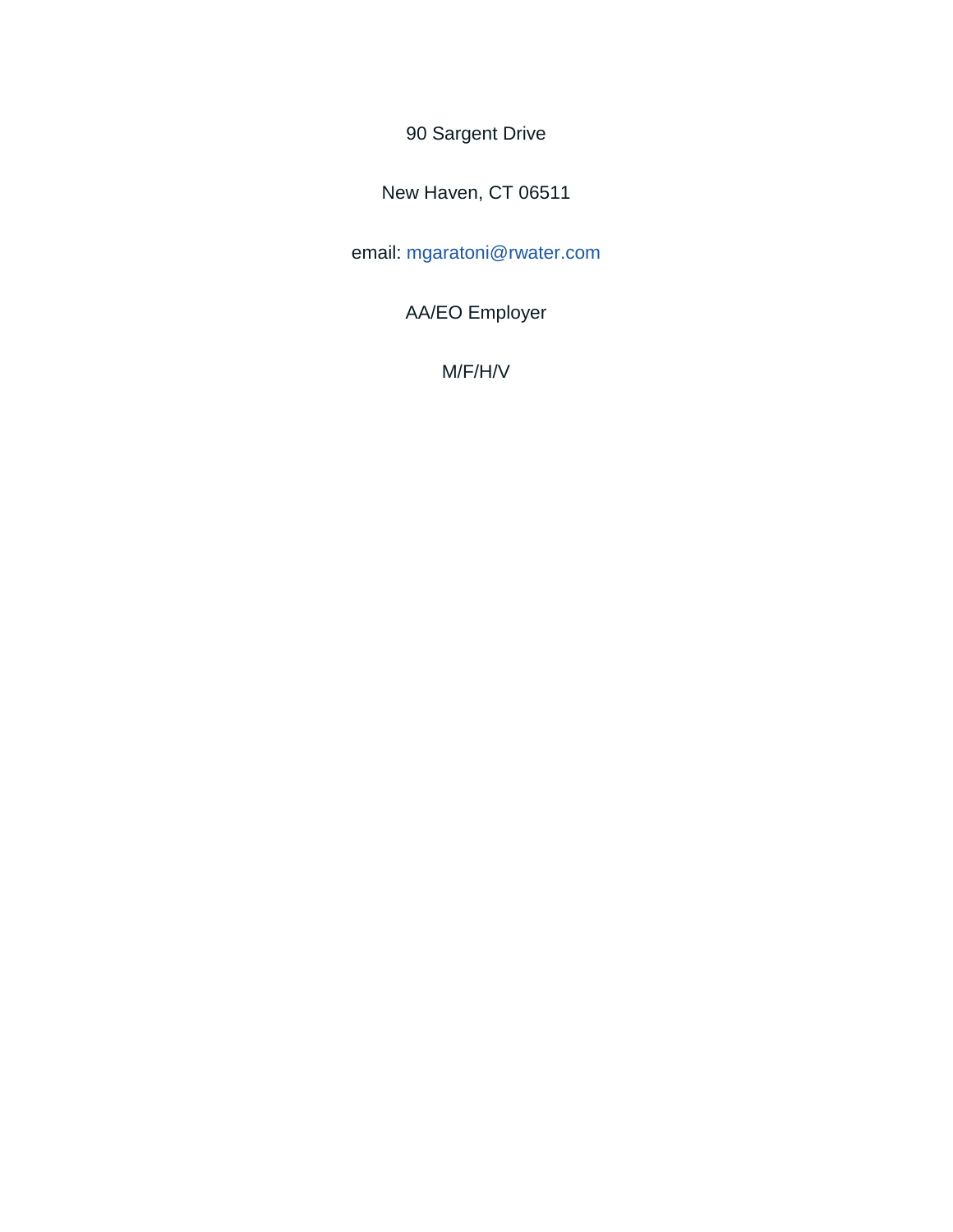90 Sargent Drive

New Haven, CT 06511

email: mgaratoni@rwater.com

AA/EO Employer

M/F/H/V